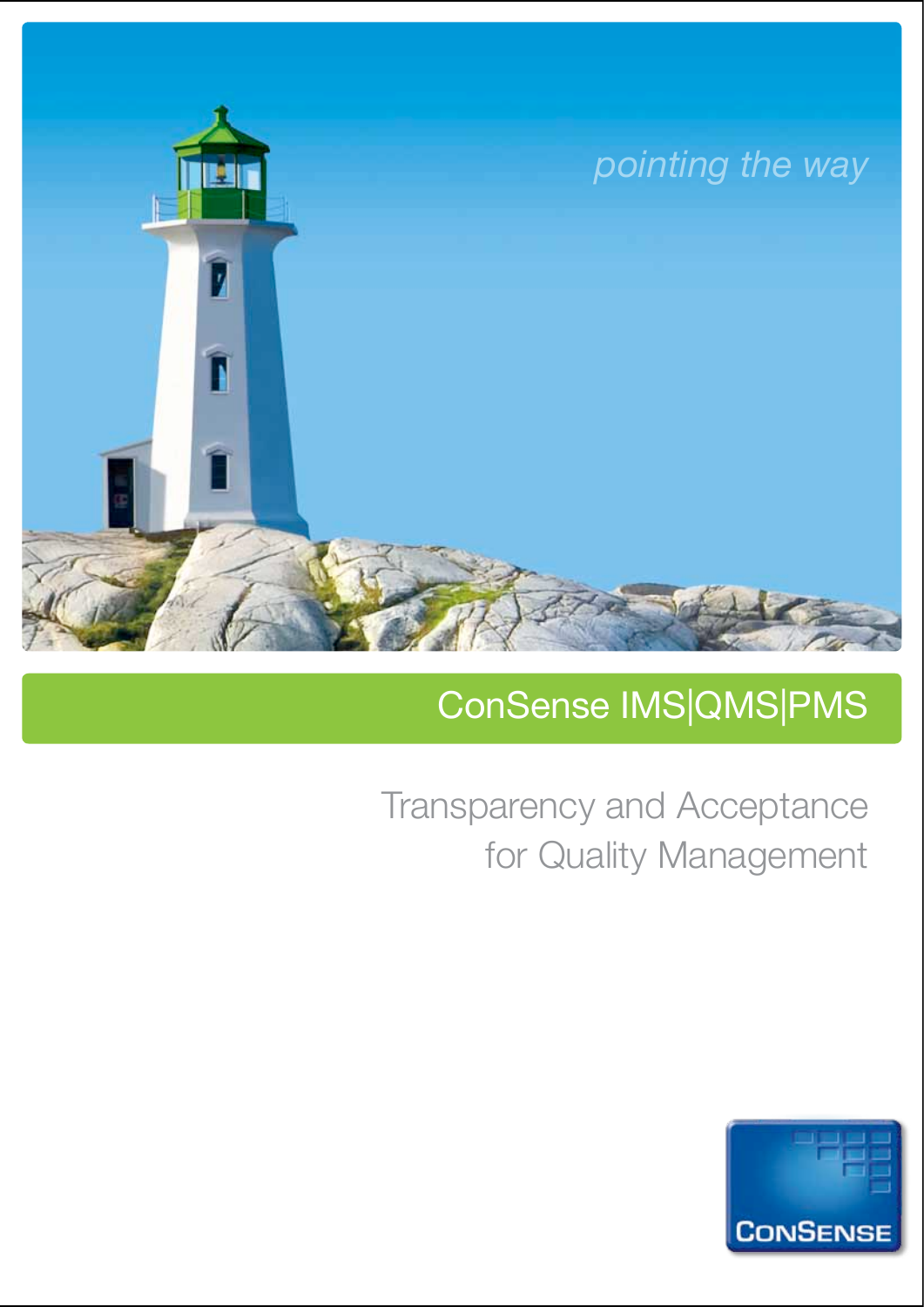*pointing the way*

# ConSense IMS|QMS|PMS

## Transparency and Acceptance for Quality Management

CONSENSE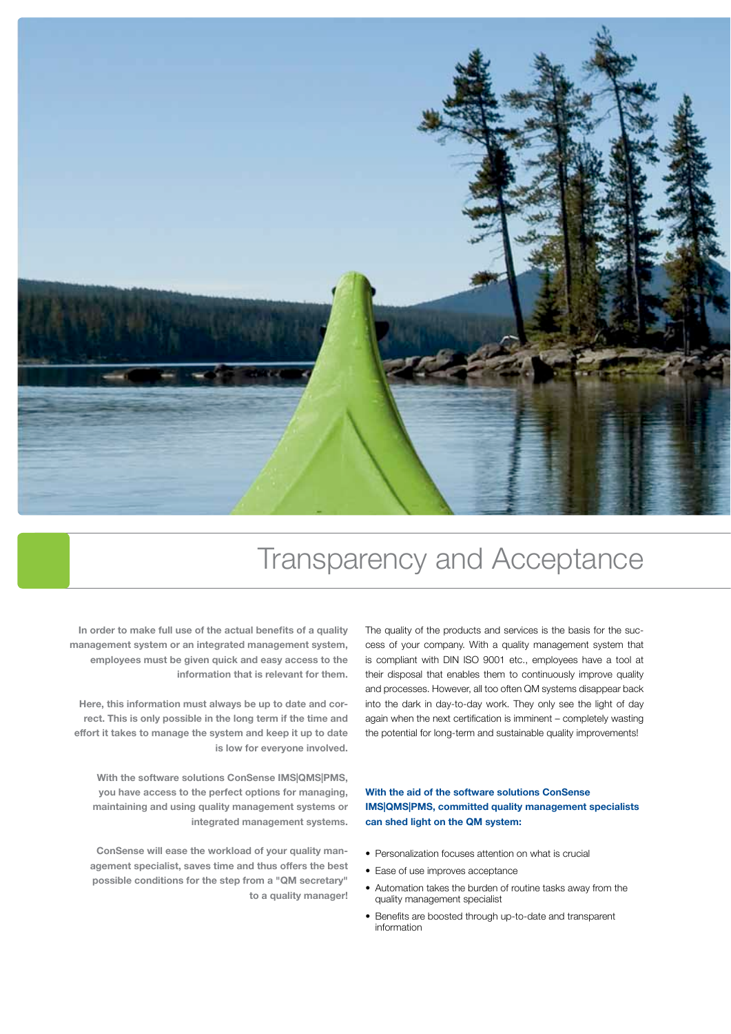# Transparency and Acceptance

**In order to make full use of the actual benefits of a quality management system or an integrated management system, employees must be given quick and easy access to the information that is relevant for them.**

**Here, this information must always be up to date and correct. This is only possible in the long term if the time and effort it takes to manage the system and keep it up to date is low for everyone involved.**

**With the software solutions ConSense IMS|QMS|PMS, you have access to the perfect options for managing, maintaining and using quality management systems or integrated management systems.**

**ConSense will ease the workload of your quality management specialist, saves time and thus offers the best possible conditions for the step from a "QM secretary" to a quality manager!**

The quality of the products and services is the basis for the success of your company. With a quality management system that is compliant with DIN ISO 9001 etc., employees have a tool at their disposal that enables them to continuously improve quality and processes. However, all too often QM systems disappear back into the dark in day-to-day work. They only see the light of day again when the next certification is imminent – completely wasting the potential for long-term and sustainable quality improvements!

**With the aid of the software solutions ConSense IMS|QMS|PMS, committed quality management specialists can shed light on the QM system:**

- Personalization focuses attention on what is crucial
- Ease of use improves acceptance
- Automation takes the burden of routine tasks away from the quality management specialist
- Benefits are boosted through up-to-date and transparent information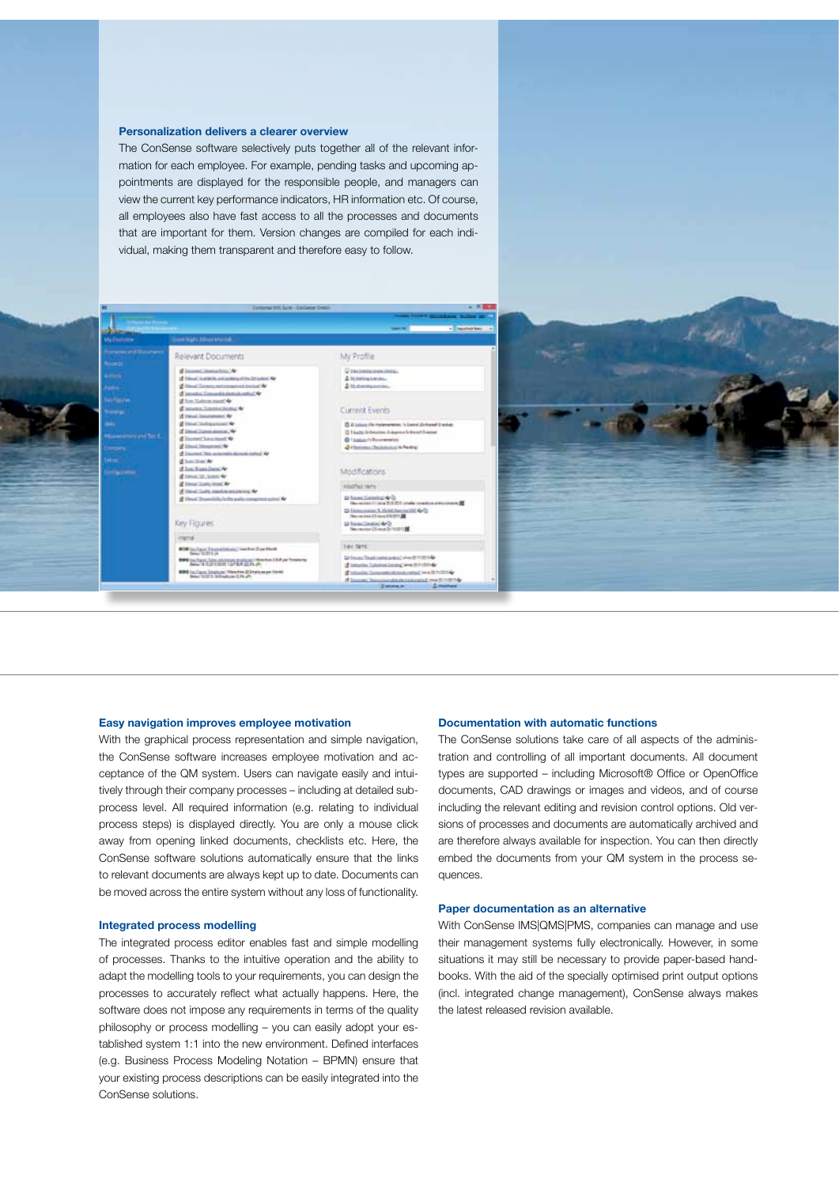### Personalization delivers a clearer overview

The ConSense software selectively puts together all of the relevant information for each employee. For example, pending tasks and upcoming appointments are displayed for the responsible people, and managers can view the current key performance indicators, HR information etc. Of course, all employees also have fast access to all the processes and documents that are important for them. Version changes are compiled for each individual, making them transparent and therefore easy to follow.

### Easy navigation improves employee motivation

With the graphical process representation and simple navigation, the ConSense software increases employee motivation and acceptance of the QM system. Users can navigate easily and intuitively through their company processes – including at detailed subprocess level. All required information (e.g. relating to individual process steps) is displayed directly. You are only a mouse click away from opening linked documents, checklists etc. Here, the ConSense software solutions automatically ensure that the links to relevant documents are always kept up to date. Documents can be moved across the entire system without any loss of functionality.

### Integrated process modelling

The integrated process editor enables fast and simple modelling of processes. Thanks to the intuitive operation and the ability to adapt the modelling tools to your requirements, you can design the processes to accurately reflect what actually happens. Here, the software does not impose any requirements in terms of the quality philosophy or process modelling – you can easily adopt your established system 1:1 into the new environment. Defined interfaces (e.g. Business Process Modeling Notation – BPMN) ensure that your existing process descriptions can be easily integrated into the ConSense solutions.

### Documentation with automatic functions

The ConSense solutions take care of all aspects of the administration and controlling of all important documents. All document types are supported – including Microsoft® Office or OpenOffice documents, CAD drawings or images and videos, and of course including the relevant editing and revision control options. Old versions of processes and documents are automatically archived and are therefore always available for inspection. You can then directly embed the documents from your QM system in the process sequences.

### Paper documentation as an alternative

With ConSense IMS|QMS|PMS, companies can manage and use their management systems fully electronically. However, in some situations it may still be necessary to provide paper-based handbooks. With the aid of the specially optimised print output options (incl. integrated change management), ConSense always makes the latest released revision available.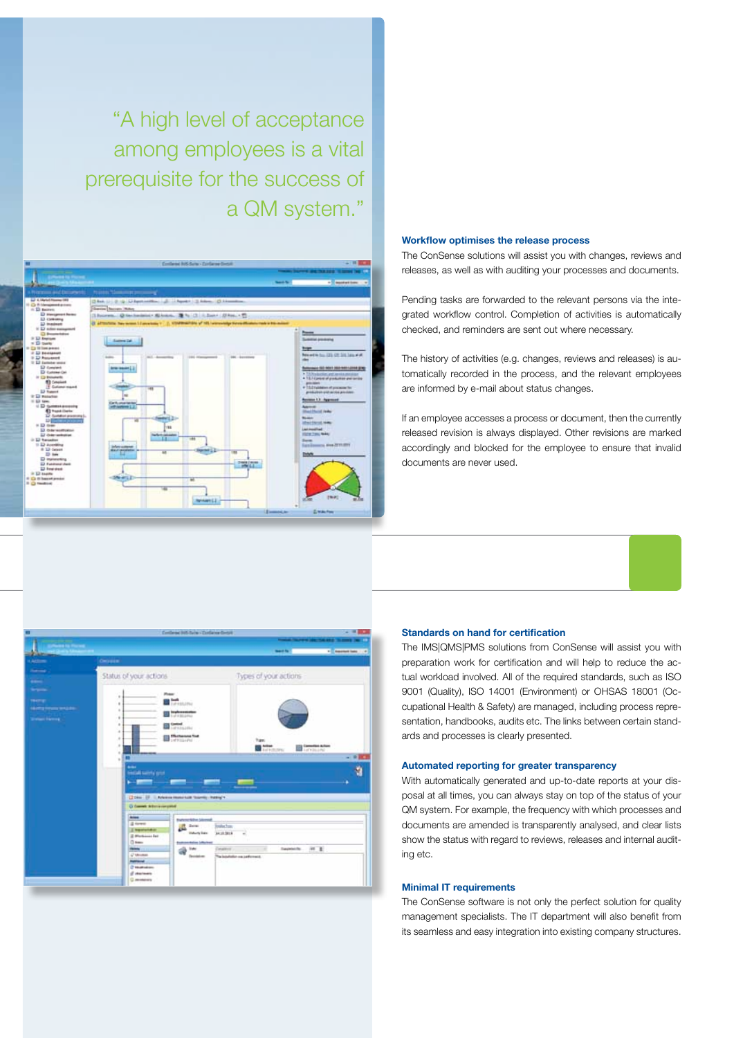“A high level of acceptance among employees is a vital prerequisite for the success of a QM system.”

### Workflow optimises the release process

The ConSense solutions will assist you with changes, reviews and releases, as well as with auditing your processes and documents.

Pending tasks are forwarded to the relevant persons via the integrated workflow control. Completion of activities is automatically checked, and reminders are sent out where necessary.

The history of activities (e.g. changes, reviews and releases) is automatically recorded in the process, and the relevant employees are informed by e-mail about status changes.

If an employee accesses a process or document, then the currently released revision is always displayed. Other revisions are marked accordingly and blocked for the employee to ensure that invalid documents are never used.

### Standards on hand for certification

The IMS|QMS|PMS solutions from ConSense will assist you with preparation work for certification and will help to reduce the actual workload involved. All of the required standards, such as ISO 9001 (Quality), ISO 14001 (Environment) or OHSAS 18001 (Occupational Health & Safety) are managed, including process representation, handbooks, audits etc. The links between certain standards and processes is clearly presented.

### Automated reporting for greater transparency

With automatically generated and up-to-date reports at your disposal at all times, you can always stay on top of the status of your QM system. For example, the frequency with which processes and documents are amended is transparently analysed, and clear lists show the status with regard to reviews, releases and internal auditing etc.

### Minimal IT requirements

The ConSense software is not only the perfect solution for quality management specialists. The IT department will also benefit from its seamless and easy integration into existing company structures.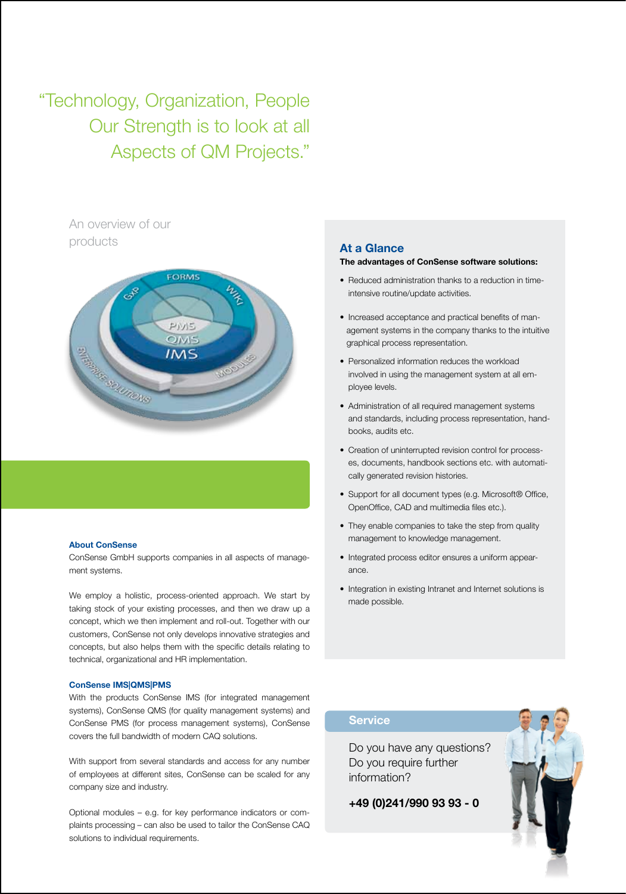# "Technology, Organization, People Our Strength is to look at all Aspects of QM Projects."

An overview of our products

**About ConSense**

ConSense GmbH supports companies in all aspects of management systems.

We employ a holistic, process-oriented approach. We start by taking stock of your existing processes, and then we draw up a concept, which we then implement and roll-out. Together with our customers, ConSense not only develops innovative strategies and concepts, but also helps them with the specific details relating to technical, organizational and HR implementation.

**ConSense IMS|QMS|PMS**

With the products ConSense IMS (for integrated management systems), ConSense QMS (for quality management systems) and ConSense PMS (for process management systems), ConSense covers the full bandwidth of modern CAQ solutions.

With support from several standards and access for any number of employees at different sites, ConSense can be scaled for any company size and industry.

Optional modules – e.g. for key performance indicators or complaints processing – can also be used to tailor the ConSense CAQ solutions to individual requirements.

## At a Glance

**The advantages of ConSense software solutions:**

- Reduced administration thanks to a reduction in time-intensive routine/update activities.
- Increased acceptance and practical benefits of management systems in the company thanks to the intuitive graphical process representation.
- Personalized information reduces the workload involved in using the management system at all employee levels.
- Administration of all required management systems and standards, including process representation, handbooks, audits etc.
- Creation of uninterrupted revision control for processes, documents, handbook sections etc. with automatically generated revision histories.
- Support for all document types (e.g. Microsoft® Office, OpenOffice, CAD and multimedia files etc.).
- They enable companies to take the step from quality management to knowledge management.
- Integrated process editor ensures a uniform appearance.
- Integration in existing Intranet and Internet solutions is made possible.

## Service

Do you have any questions?
Do you require further information?

**+49 (0)241/990 93 93 - 0**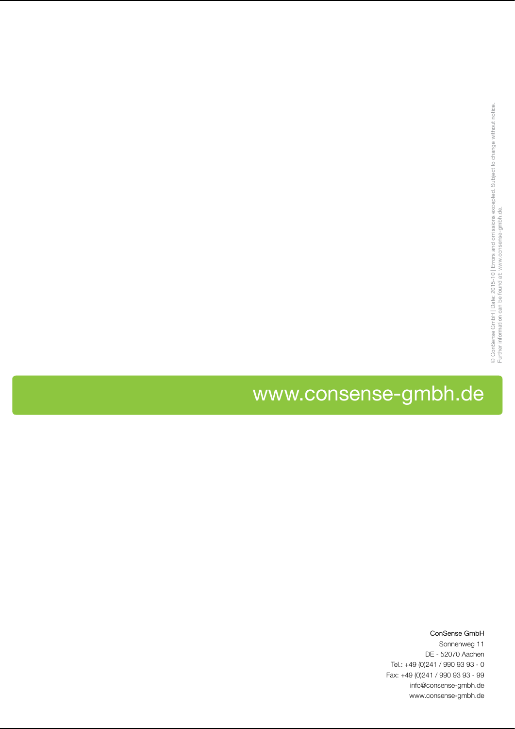© ConSense GmbH | Date: 2015-10 | Errors and omissions excepted. Subject to change without notice.
Further information can be found at: www.consense-gmbh.de.

www.consense-gmbh.de

ConSense GmbH
Sonnenweg 11
DE - 52070 Aachen
Tel.: +49 (0)241 / 990 93 93 - 0
Fax: +49 (0)241 / 990 93 93 - 99
info@consense-gmbh.de
www.consense-gmbh.de